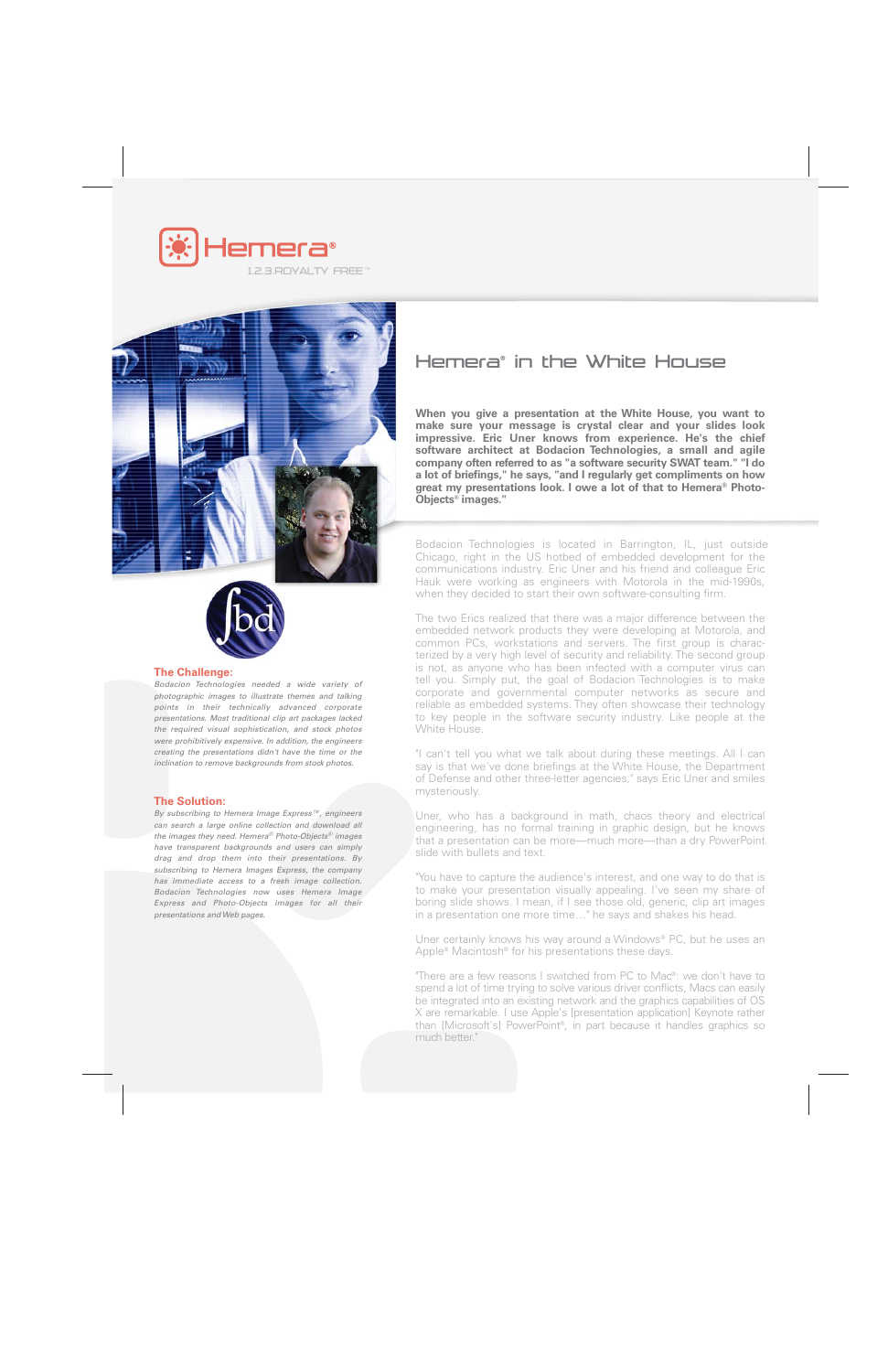Hemera®

1.2.3.ROYALTY FREE™

# Hemera® in the White House

**When you give a presentation at the White House, you want to make sure your message is crystal clear and your slides look impressive. Eric Uner knows from experience. He's the chief software architect at Bodacion Technologies, a small and agile company often referred to as "a software security SWAT team." "I do a lot of briefings," he says, "and I regularly get compliments on how great my presentations look. I owe a lot of that to Hemera® Photo-Objects® images."**

### The Challenge:

*Bodacion Technologies needed a wide variety of photographic images to illustrate themes and talking points in their technically advanced corporate presentations. Most traditional clip art packages lacked the required visual sophistication, and stock photos were prohibitively expensive. In addition, the engineers creating the presentations didn't have the time or the inclination to remove backgrounds from stock photos.*

### The Solution:

*By subscribing to Hemera Image Express™, engineers can search a large online collection and download all the images they need. Hemera® Photo-Objects® images have transparent backgrounds and users can simply drag and drop them into their presentations. By subscribing to Hemera Images Express, the company has immediate access to a fresh image collection. Bodacion Technologies now uses Hemera Image Express and Photo-Objects images for all their presentations and Web pages.*

Bodacion Technologies is located in Barrington, IL, just outside Chicago, right in the US hotbed of embedded development for the communications industry. Eric Uner and his friend and colleague Eric Hauk were working as engineers with Motorola in the mid-1990s, when they decided to start their own software-consulting firm.

The two Erics realized that there was a major difference between the embedded network products they were developing at Motorola, and common PCs, workstations and servers. The first group is characterized by a very high level of security and reliability. The second group is not, as anyone who has been infected with a computer virus can tell you. Simply put, the goal of Bodacion Technologies is to make corporate and governmental computer networks as secure and reliable as embedded systems. They often showcase their technology to key people in the software security industry. Like people at the White House.

"I can't tell you what we talk about during these meetings. All I can say is that we've done briefings at the White House, the Department of Defense and other three-letter agencies," says Eric Uner and smiles mysteriously.

Uner, who has a background in math, chaos theory and electrical engineering, has no formal training in graphic design, but he knows that a presentation can be more—much more—than a dry PowerPoint slide with bullets and text.

"You have to capture the audience's interest, and one way to do that is to make your presentation visually appealing. I've seen my share of boring slide shows. I mean, if I see those old, generic, clip art images in a presentation one more time…" he says and shakes his head.

Uner certainly knows his way around a Windows® PC, but he uses an Apple® Macintosh® for his presentations these days.

"There are a few reasons I switched from PC to Mac®: we don't have to spend a lot of time trying to solve various driver conflicts, Macs can easily be integrated into an existing network and the graphics capabilities of OS X are remarkable. I use Apple's [presentation application] Keynote rather than [Microsoft's] PowerPoint®, in part because it handles graphics so much better."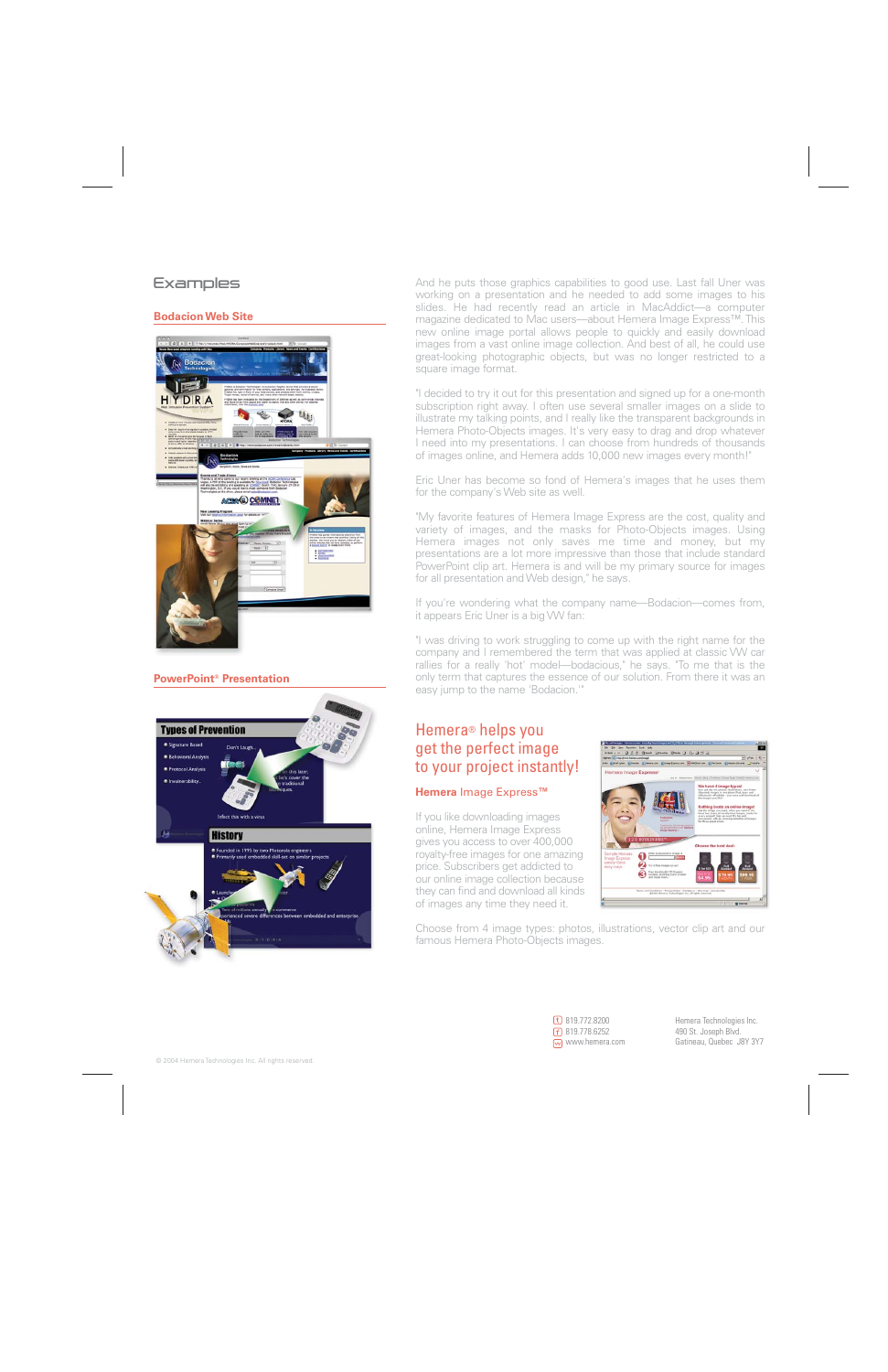## Examples

### Bodacion Web Site

### PowerPoint® Presentation

And he puts those graphics capabilities to good use. Last fall Uner was working on a presentation and he needed to add some images to his slides. He had recently read an article in MacAddict—a computer magazine dedicated to Mac users—about Hemera Image Express™. This new online image portal allows people to quickly and easily download images from a vast online image collection. And best of all, he could use great-looking photographic objects, but was no longer restricted to a square image format.

"I decided to try it out for this presentation and signed up for a one-month subscription right away. I often use several smaller images on a slide to illustrate my talking points, and I really like the transparent backgrounds in Hemera Photo-Objects images. It's very easy to drag and drop whatever I need into my presentations. I can choose from hundreds of thousands of images online, and Hemera adds 10,000 new images every month!"

Eric Uner has become so fond of Hemera's images that he uses them for the company's Web site as well.

"My favorite features of Hemera Image Express are the cost, quality and variety of images, and the masks for Photo-Objects images. Using Hemera images not only saves me time and money, but my presentations are a lot more impressive than those that include standard PowerPoint clip art. Hemera is and will be my primary source for images for all presentation and Web design," he says.

If you're wondering what the company name—Bodacion—comes from, it appears Eric Uner is a big VW fan:

"I was driving to work struggling to come up with the right name for the company and I remembered the term that was applied at classic VW car rallies for a really 'hot' model—bodacious," he says. "To me that is the only term that captures the essence of our solution. From there it was an easy jump to the name 'Bodacion.'"

## Hemera® helps you get the perfect image to your project instantly!

### Hemera Image Express™

If you like downloading images online, Hemera Image Express gives you access to over 400,000 royalty-free images for one amazing price. Subscribers get addicted to our online image collection because they can find and download all kinds of images any time they need it.

Choose from 4 image types: photos, illustrations, vector clip art and our famous Hemera Photo-Objects images.

T 819.772.8200
F 819.778.6252
W www.hemera.com

Hemera Technologies Inc.
490 St. Joseph Blvd.
Gatineau, Quebec J8Y 3Y7

© 2004 Hemera Technologies Inc. All rights reserved.